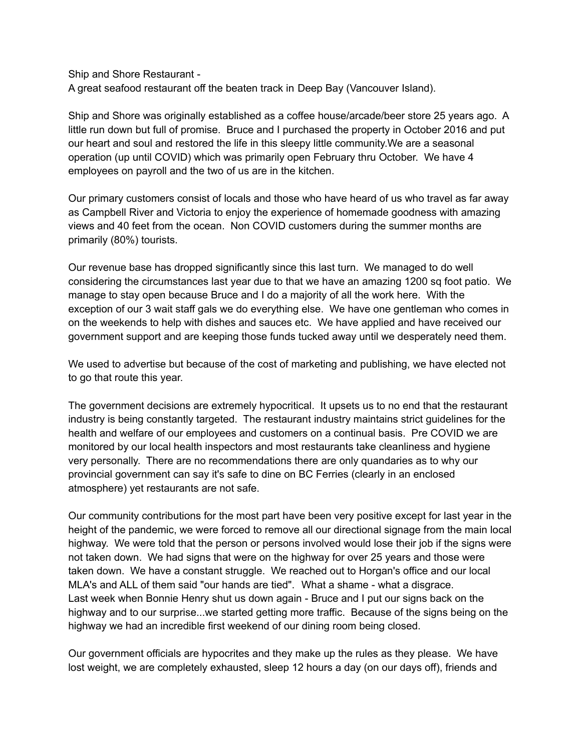Ship and Shore Restaurant -
A great seafood restaurant off the beaten track in Deep Bay (Vancouver Island).

Ship and Shore was originally established as a coffee house/arcade/beer store 25 years ago. A little run down but full of promise. Bruce and I purchased the property in October 2016 and put our heart and soul and restored the life in this sleepy little community.We are a seasonal operation (up until COVID) which was primarily open February thru October. We have 4 employees on payroll and the two of us are in the kitchen.

Our primary customers consist of locals and those who have heard of us who travel as far away as Campbell River and Victoria to enjoy the experience of homemade goodness with amazing views and 40 feet from the ocean. Non COVID customers during the summer months are primarily (80%) tourists.

Our revenue base has dropped significantly since this last turn. We managed to do well considering the circumstances last year due to that we have an amazing 1200 sq foot patio. We manage to stay open because Bruce and I do a majority of all the work here. With the exception of our 3 wait staff gals we do everything else. We have one gentleman who comes in on the weekends to help with dishes and sauces etc. We have applied and have received our government support and are keeping those funds tucked away until we desperately need them.

We used to advertise but because of the cost of marketing and publishing, we have elected not to go that route this year.

The government decisions are extremely hypocritical. It upsets us to no end that the restaurant industry is being constantly targeted. The restaurant industry maintains strict guidelines for the health and welfare of our employees and customers on a continual basis. Pre COVID we are monitored by our local health inspectors and most restaurants take cleanliness and hygiene very personally. There are no recommendations there are only quandaries as to why our provincial government can say it's safe to dine on BC Ferries (clearly in an enclosed atmosphere) yet restaurants are not safe.

Our community contributions for the most part have been very positive except for last year in the height of the pandemic, we were forced to remove all our directional signage from the main local highway. We were told that the person or persons involved would lose their job if the signs were not taken down. We had signs that were on the highway for over 25 years and those were taken down. We have a constant struggle. We reached out to Horgan's office and our local MLA's and ALL of them said "our hands are tied". What a shame - what a disgrace.
Last week when Bonnie Henry shut us down again - Bruce and I put our signs back on the highway and to our surprise...we started getting more traffic. Because of the signs being on the highway we had an incredible first weekend of our dining room being closed.

Our government officials are hypocrites and they make up the rules as they please. We have lost weight, we are completely exhausted, sleep 12 hours a day (on our days off), friends and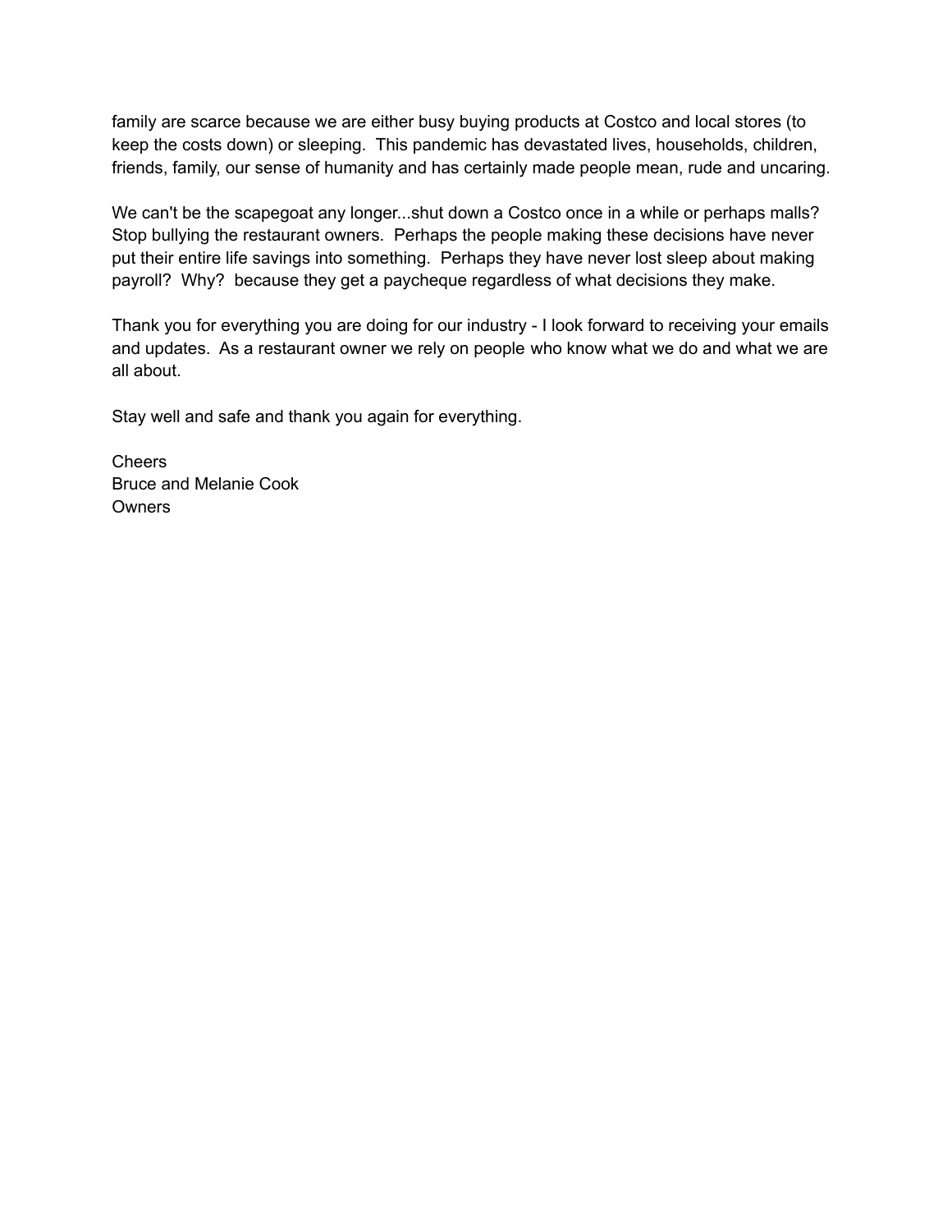family are scarce because we are either busy buying products at Costco and local stores (to keep the costs down) or sleeping. This pandemic has devastated lives, households, children, friends, family, our sense of humanity and has certainly made people mean, rude and uncaring.

We can't be the scapegoat any longer...shut down a Costco once in a while or perhaps malls? Stop bullying the restaurant owners. Perhaps the people making these decisions have never put their entire life savings into something. Perhaps they have never lost sleep about making payroll? Why? because they get a paycheque regardless of what decisions they make.

Thank you for everything you are doing for our industry - I look forward to receiving your emails and updates. As a restaurant owner we rely on people who know what we do and what we are all about.

Stay well and safe and thank you again for everything.

Cheers
Bruce and Melanie Cook
Owners